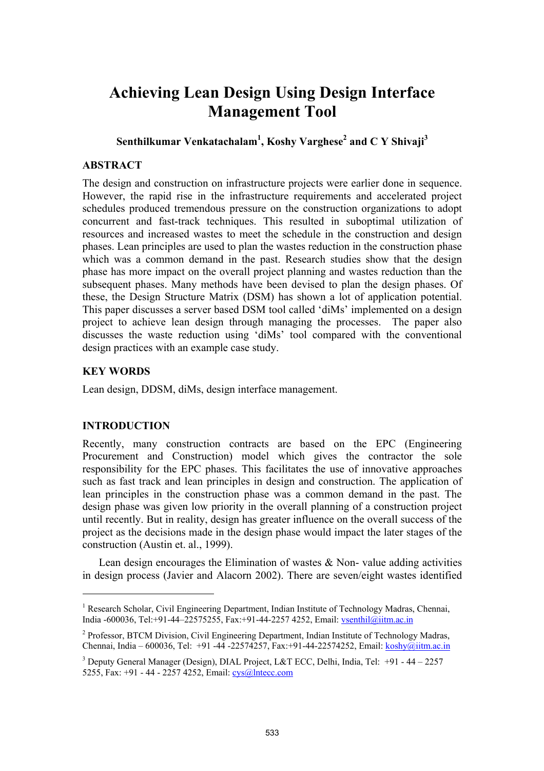# Achieving Lean Design Using Design Interface Management Tool

**Senthilkumar Venkatachalam[1], Koshy Varghese[2] and C Y Shivaji[3]**

## ABSTRACT

The design and construction on infrastructure projects were earlier done in sequence. However, the rapid rise in the infrastructure requirements and accelerated project schedules produced tremendous pressure on the construction organizations to adopt concurrent and fast-track techniques. This resulted in suboptimal utilization of resources and increased wastes to meet the schedule in the construction and design phases. Lean principles are used to plan the wastes reduction in the construction phase which was a common demand in the past. Research studies show that the design phase has more impact on the overall project planning and wastes reduction than the subsequent phases. Many methods have been devised to plan the design phases. Of these, the Design Structure Matrix (DSM) has shown a lot of application potential. This paper discusses a server based DSM tool called 'diMs' implemented on a design project to achieve lean design through managing the processes. The paper also discusses the waste reduction using 'diMs' tool compared with the conventional design practices with an example case study.

## KEY WORDS

Lean design, DDSM, diMs, design interface management.

## INTRODUCTION

Recently, many construction contracts are based on the EPC (Engineering Procurement and Construction) model which gives the contractor the sole responsibility for the EPC phases. This facilitates the use of innovative approaches such as fast track and lean principles in design and construction. The application of lean principles in the construction phase was a common demand in the past. The design phase was given low priority in the overall planning of a construction project until recently. But in reality, design has greater influence on the overall success of the project as the decisions made in the design phase would impact the later stages of the construction (Austin et. al., 1999).

Lean design encourages the Elimination of wastes & Non- value adding activities in design process (Javier and Alacorn 2002). There are seven/eight wastes identified

---

[1] Research Scholar, Civil Engineering Department, Indian Institute of Technology Madras, Chennai, India -600036, Tel:+91-44–22575255, Fax:+91-44-2257 4252, Email: vsenthil@iitm.ac.in

[2] Professor, BTCM Division, Civil Engineering Department, Indian Institute of Technology Madras, Chennai, India – 600036, Tel: +91 -44 -22574257, Fax:+91-44-22574252, Email: koshy@iitm.ac.in

[3] Deputy General Manager (Design), DIAL Project, L&T ECC, Delhi, India, Tel: +91 - 44 – 2257 5255, Fax: +91 - 44 - 2257 4252, Email: cys@lntecc.com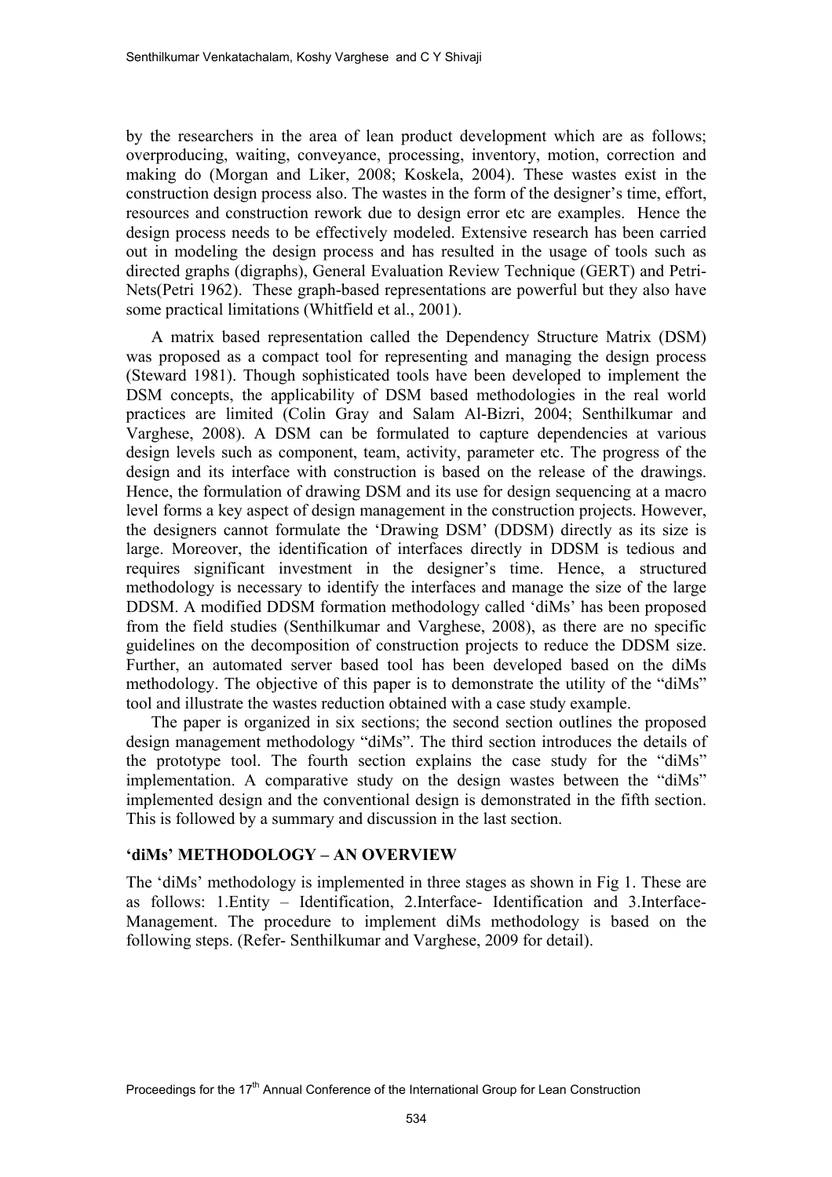by the researchers in the area of lean product development which are as follows; overproducing, waiting, conveyance, processing, inventory, motion, correction and making do (Morgan and Liker, 2008; Koskela, 2004). These wastes exist in the construction design process also. The wastes in the form of the designer's time, effort, resources and construction rework due to design error etc are examples. Hence the design process needs to be effectively modeled. Extensive research has been carried out in modeling the design process and has resulted in the usage of tools such as directed graphs (digraphs), General Evaluation Review Technique (GERT) and Petri-Nets(Petri 1962). These graph-based representations are powerful but they also have some practical limitations (Whitfield et al., 2001).

A matrix based representation called the Dependency Structure Matrix (DSM) was proposed as a compact tool for representing and managing the design process (Steward 1981). Though sophisticated tools have been developed to implement the DSM concepts, the applicability of DSM based methodologies in the real world practices are limited (Colin Gray and Salam Al-Bizri, 2004; Senthilkumar and Varghese, 2008). A DSM can be formulated to capture dependencies at various design levels such as component, team, activity, parameter etc. The progress of the design and its interface with construction is based on the release of the drawings. Hence, the formulation of drawing DSM and its use for design sequencing at a macro level forms a key aspect of design management in the construction projects. However, the designers cannot formulate the 'Drawing DSM' (DDSM) directly as its size is large. Moreover, the identification of interfaces directly in DDSM is tedious and requires significant investment in the designer's time. Hence, a structured methodology is necessary to identify the interfaces and manage the size of the large DDSM. A modified DDSM formation methodology called 'diMs' has been proposed from the field studies (Senthilkumar and Varghese, 2008), as there are no specific guidelines on the decomposition of construction projects to reduce the DDSM size. Further, an automated server based tool has been developed based on the diMs methodology. The objective of this paper is to demonstrate the utility of the "diMs" tool and illustrate the wastes reduction obtained with a case study example.

The paper is organized in six sections; the second section outlines the proposed design management methodology "diMs". The third section introduces the details of the prototype tool. The fourth section explains the case study for the "diMs" implementation. A comparative study on the design wastes between the "diMs" implemented design and the conventional design is demonstrated in the fifth section. This is followed by a summary and discussion in the last section.

## 'diMs' METHODOLOGY – AN OVERVIEW

The 'diMs' methodology is implemented in three stages as shown in Fig 1. These are as follows: 1.Entity – Identification, 2.Interface- Identification and 3.Interface-Management. The procedure to implement diMs methodology is based on the following steps. (Refer- Senthilkumar and Varghese, 2009 for detail).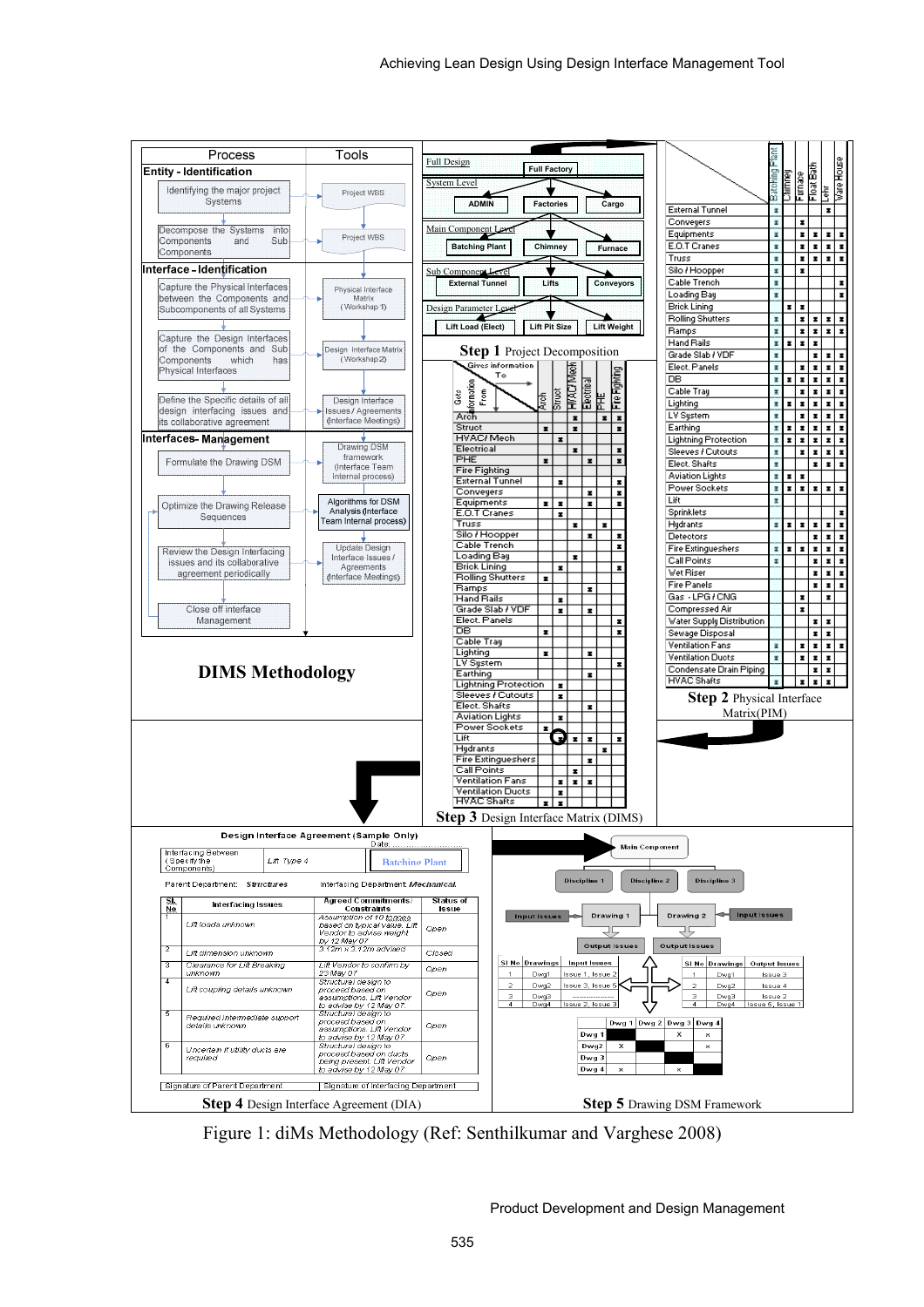| Process | Tools |
|---|---|
| **Entity - Identification** | |
| Identifying the major project Systems | Project WBS |
| Decompose the Systems into Components and Sub Components | Project WBS |
| **Interface – Identification** | |
| Capture the Physical Interfaces between the Components and Subcomponents of all Systems | Physical Interface Matrix (Workshop 1) |
| Capture the Design Interfaces of the Components and Sub Components which has Physical Interfaces | Design Interface Matrix (Workshop 2) |
| Define the Specific details of all design interfacing issues and its collaborative agreement | Design Interface Issues / Agreements (Interface Meetings) |
| **Interfaces – Management** | |
| Formulate the Drawing DSM | Drawing DSM framework (Interface Team Internal process) |
| Optimize the Drawing Release Sequences | Algorithms for DSM Analysis (Interface Team Internal process) |
| Review the Design Interfacing issues and its collaborative agreement periodically | Update Design Interface Issues / Agreements (Interface Meetings) |
| Close off interface Management | |

**DIMS Methodology**

**Step 1** Project Decomposition

- Full Design: Full Factory
- System Level: ADMIN, Factories, Cargo
- Main Component Level: Batching Plant, Chimney, Furnace
- Sub Component Level: External Tunnel, Lifts, Conveyors
- Design Parameter Level: Lift Load (Elect), Lift Pit Size, Lift Weight

**Step 2** Physical Interface Matrix(PIM)

Columns: Batching Plant, Chimney, Furnace, Float Bath, Lehr, Ware House

Rows: External Tunnel, Conveyers, Equipments, E.O.T Cranes, Truss, Silo / Hoopper, Cable Trench, Loading Bay, Brick Lining, Rolling Shutters, Ramps, Hand Rails, Grade Slab / VDF, Elect. Panels, DB, Cable Tray, Lighting, LV System, Earthing, Lightning Protection, Sleeves / Cutouts, Elect. Shafts, Aviation Lights, Power Sockets, Lift, Sprinklets, Hydrants, Detectors, Fire Extinguishers, Call Points, Wet Riser, Fire Panels, Gas - LPG / CNG, Compressed Air, Water Supply Distribution, Sewage Disposal, Ventilation Fans, Ventilation Ducts, Condensate Drain Piping, HVAC Shafts

**Step 3** Design Interface Matrix (DIMS)

Gives information To: Arch, Struct, HVAC/ Mech, Electrical, PHE, Fire Fighting

Gets information From: Arch, Struct, HVAC/ Mech, Electrical, PHE, Fire Fighting, External Tunnel, Conveyers, Equipments, E.O.T Cranes, Truss, Silo / Hoopper, Cable Trench, Loading Bay, Brick Lining, Rolling Shutters, Ramps, Hand Rails, Grade Slab / VDF, Elect. Panels, DB, Cable Tray, Lighting, LV System, Earthing, Lightning Protection, Sleeves / Cutouts, Elect. Shafts, Aviation Lights, Power Sockets, Lift, Hydrants, Fire Extinguishers, Call Points, Ventilation Fans, Ventilation Ducts, HVAC Shafts

**Design Interface Agreement (Sample Only)**

Date: ..................

Interfacing Between (Specify the Components): Lift Type 4 — Batching Plant

Parent Department: *Structures* Interfacing Department: *Mechanical*

| Sl. No | Interfacing Issues | Agreed Commitments / Constraints | Status of Issue |
|---|---|---|---|
| 1 | Lift loads unknown | Assumption of 10 tonnes based on typical value. Lift Vendor to advise weight by 12 May 07 | Open |
| 2 | Lift dimension unknown | 3.12m x 3.12m advised | Closed |
| 3 | Clearance for Lift Breaking unknown | Lift Vendor to confirm by 23 May 07 | Open |
| 4 | Lift coupling details unknown | Structural design to proceed based on assumptions. Lift Vendor to advise by 12 May 07 | Open |
| 5 | Required intermediate support details unknown | Structural design to proceed based on assumptions. Lift Vendor to advise by 12 May 07 | Open |
| 6 | Uncertain if utility ducts are required | Structural design to proceed based on ducts being present. Lift Vendor to advise by 12 May 07 | Open |

Signature of Parent Department — Signature of Interfacing Department

**Step 4** Design Interface Agreement (DIA)

Main Component → Discipline 1, Discipline 2, Discipline 3

Input Issues → Drawing 1 → Output Issues; Drawing 2 → Input Issues / Output Issues

| Sl No | Drawings | Input Issues |
|---|---|---|
| 1 | Dwg1 | Issue 1, Issue 2 |
| 2 | Dwg2 | Issue 3, Issue 5 |
| 3 | Dwg3 | ---------------- |
| 4 | Dwg4 | Issue 2, Issue 3 |

| Sl No | Drawings | Output Issues |
|---|---|---|
| 1 | Dwg1 | Issue 3 |
| 2 | Dwg2 | Issue 4 |
| 3 | Dwg3 | Issue 2 |
| 4 | Dwg4 | Issue 5, Issue 1 |

| | Dwg 1 | Dwg 2 | Dwg 3 | Dwg 4 |
|---|---|---|---|---|
| Dwg 1 | ■ | | x | x |
| Dwg 2 | x | ■ | | x |
| Dwg 3 | | | ■ | |
| Dwg 4 | x | | x | ■ |

**Step 5** Drawing DSM Framework

Figure 1: diMs Methodology (Ref: Senthilkumar and Varghese 2008)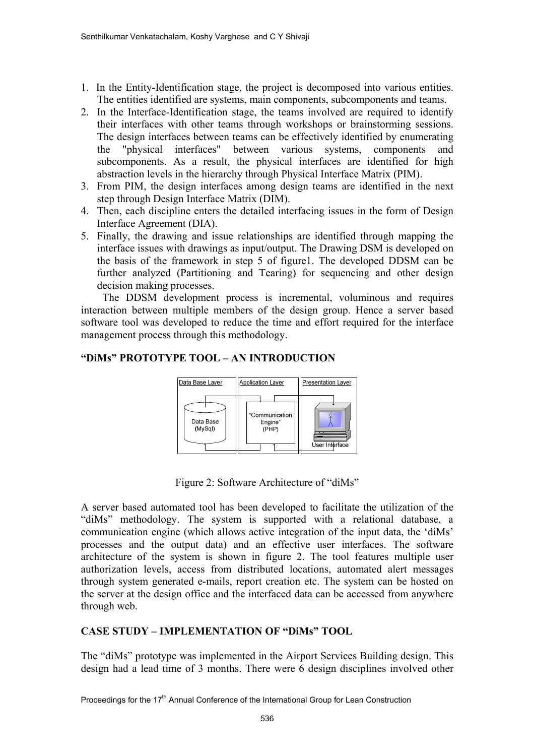1. In the Entity-Identification stage, the project is decomposed into various entities. The entities identified are systems, main components, subcomponents and teams.
2. In the Interface-Identification stage, the teams involved are required to identify their interfaces with other teams through workshops or brainstorming sessions. The design interfaces between teams can be effectively identified by enumerating the "physical interfaces" between various systems, components and subcomponents. As a result, the physical interfaces are identified for high abstraction levels in the hierarchy through Physical Interface Matrix (PIM).
3. From PIM, the design interfaces among design teams are identified in the next step through Design Interface Matrix (DIM).
4. Then, each discipline enters the detailed interfacing issues in the form of Design Interface Agreement (DIA).
5. Finally, the drawing and issue relationships are identified through mapping the interface issues with drawings as input/output. The Drawing DSM is developed on the basis of the framework in step 5 of figure1. The developed DDSM can be further analyzed (Partitioning and Tearing) for sequencing and other design decision making processes.

The DDSM development process is incremental, voluminous and requires interaction between multiple members of the design group. Hence a server based software tool was developed to reduce the time and effort required for the interface management process through this methodology.

## "DiMs" PROTOTYPE TOOL – AN INTRODUCTION

Data Base Layer | Application Layer | Presentation Layer

Data Base (MySql) — "Communication Engine" (PHP) — User Interface

Figure 2: Software Architecture of "diMs"

A server based automated tool has been developed to facilitate the utilization of the "diMs" methodology. The system is supported with a relational database, a communication engine (which allows active integration of the input data, the 'diMs' processes and the output data) and an effective user interfaces. The software architecture of the system is shown in figure 2. The tool features multiple user authorization levels, access from distributed locations, automated alert messages through system generated e-mails, report creation etc. The system can be hosted on the server at the design office and the interfaced data can be accessed from anywhere through web.

## CASE STUDY – IMPLEMENTATION OF "DiMs" TOOL

The "diMs" prototype was implemented in the Airport Services Building design. This design had a lead time of 3 months. There were 6 design disciplines involved other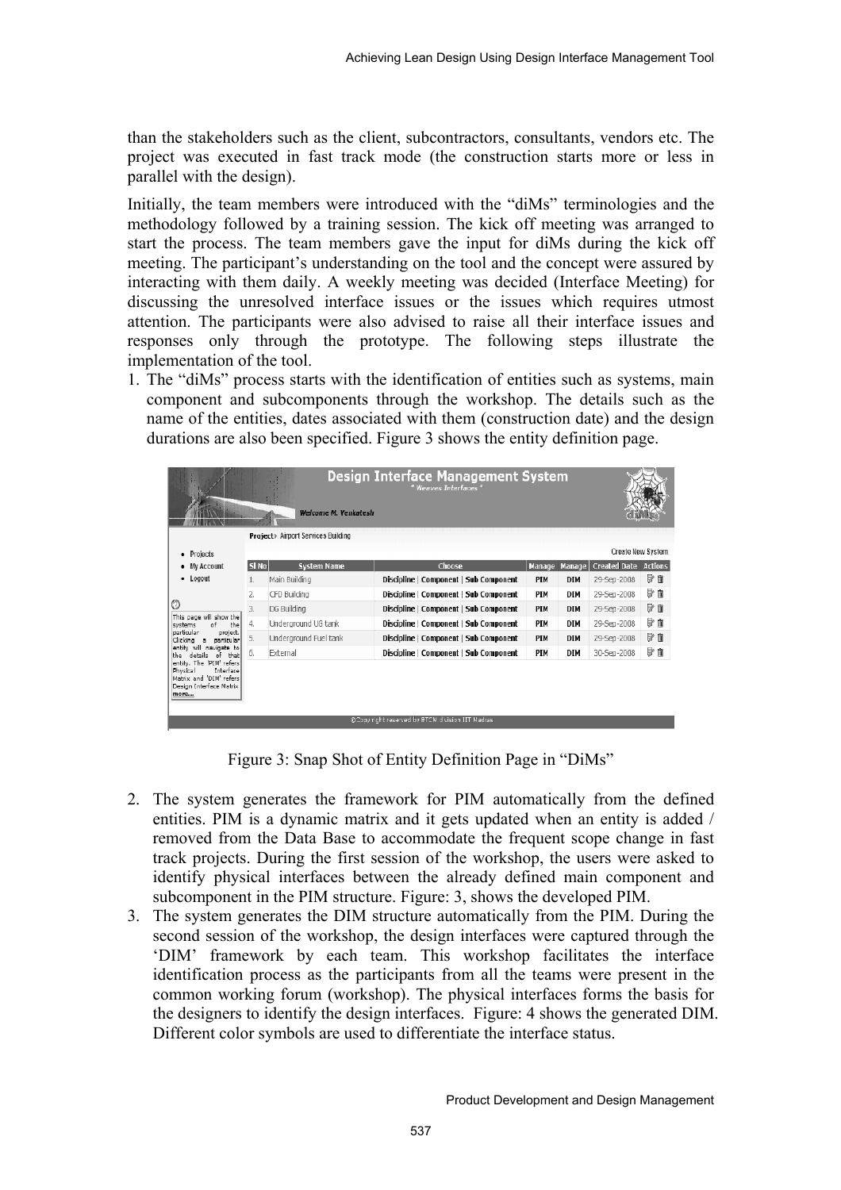than the stakeholders such as the client, subcontractors, consultants, vendors etc. The project was executed in fast track mode (the construction starts more or less in parallel with the design).

Initially, the team members were introduced with the "diMs" terminologies and the methodology followed by a training session. The kick off meeting was arranged to start the process. The team members gave the input for diMs during the kick off meeting. The participant's understanding on the tool and the concept were assured by interacting with them daily. A weekly meeting was decided (Interface Meeting) for discussing the unresolved interface issues or the issues which requires utmost attention. The participants were also advised to raise all their interface issues and responses only through the prototype. The following steps illustrate the implementation of the tool.

1. The "diMs" process starts with the identification of entities such as systems, main component and subcomponents through the workshop. The details such as the name of the entities, dates associated with them (construction date) and the design durations are also been specified. Figure 3 shows the entity definition page.

Figure 3: Snap Shot of Entity Definition Page in "DiMs"

2. The system generates the framework for PIM automatically from the defined entities. PIM is a dynamic matrix and it gets updated when an entity is added / removed from the Data Base to accommodate the frequent scope change in fast track projects. During the first session of the workshop, the users were asked to identify physical interfaces between the already defined main component and subcomponent in the PIM structure. Figure: 3, shows the developed PIM.
3. The system generates the DIM structure automatically from the PIM. During the second session of the workshop, the design interfaces were captured through the 'DIM' framework by each team. This workshop facilitates the interface identification process as the participants from all the teams were present in the common working forum (workshop). The physical interfaces forms the basis for the designers to identify the design interfaces. Figure: 4 shows the generated DIM. Different color symbols are used to differentiate the interface status.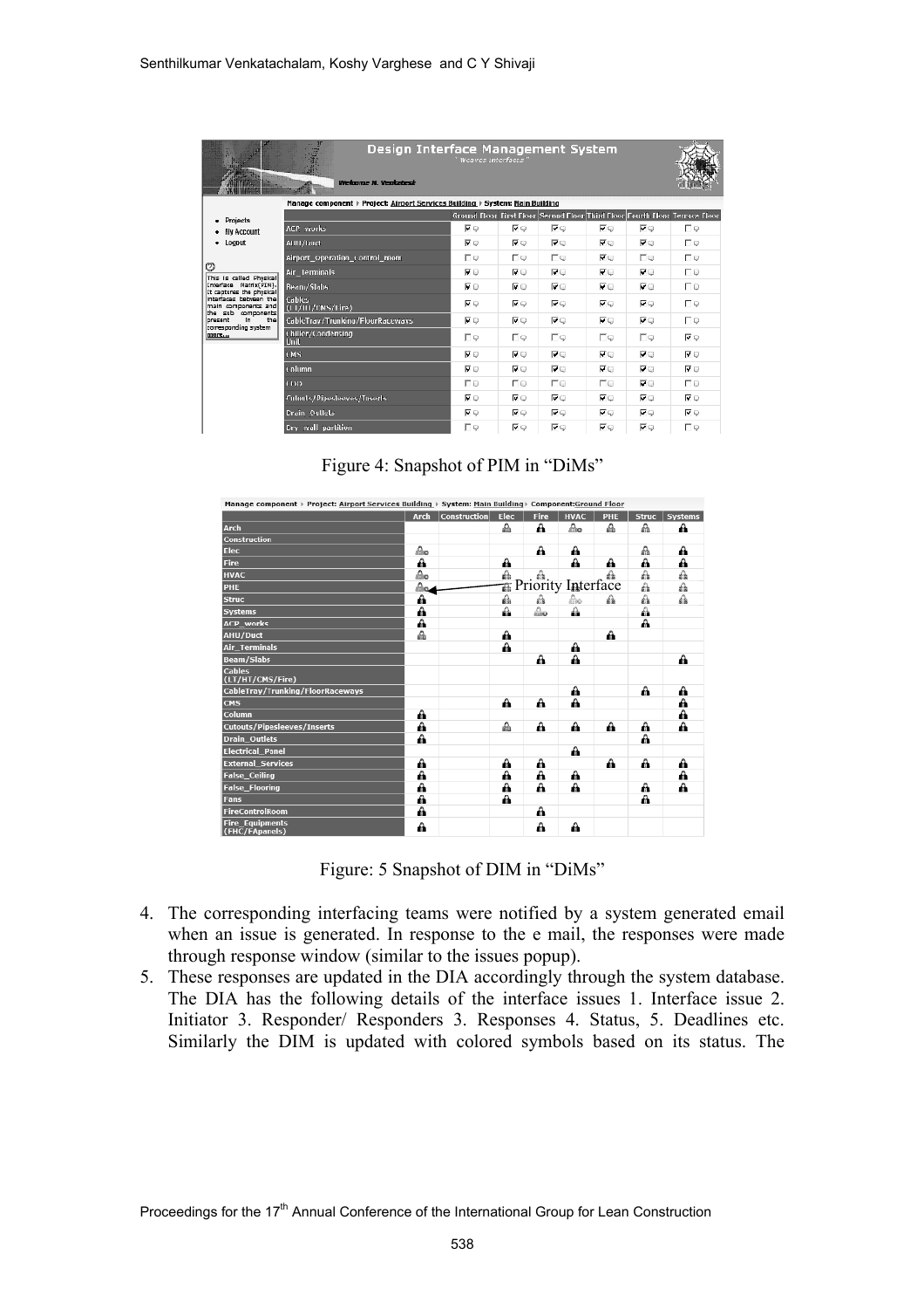Figure 4: Snapshot of PIM in "DiMs"

Figure: 5 Snapshot of DIM in "DiMs"

4. The corresponding interfacing teams were notified by a system generated email when an issue is generated. In response to the e mail, the responses were made through response window (similar to the issues popup).
5. These responses are updated in the DIA accordingly through the system database. The DIA has the following details of the interface issues 1. Interface issue 2. Initiator 3. Responder/ Responders 3. Responses 4. Status, 5. Deadlines etc. Similarly the DIM is updated with colored symbols based on its status. The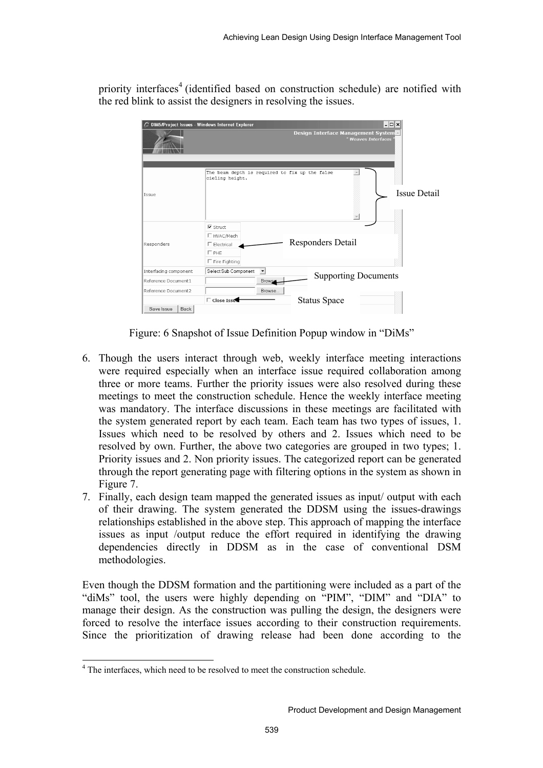priority interfaces[4] (identified based on construction schedule) are notified with the red blink to assist the designers in resolving the issues.

Figure: 6 Snapshot of Issue Definition Popup window in "DiMs"

6. Though the users interact through web, weekly interface meeting interactions were required especially when an interface issue required collaboration among three or more teams. Further the priority issues were also resolved during these meetings to meet the construction schedule. Hence the weekly interface meeting was mandatory. The interface discussions in these meetings are facilitated with the system generated report by each team. Each team has two types of issues, 1. Issues which need to be resolved by others and 2. Issues which need to be resolved by own. Further, the above two categories are grouped in two types; 1. Priority issues and 2. Non priority issues. The categorized report can be generated through the report generating page with filtering options in the system as shown in Figure 7.
7. Finally, each design team mapped the generated issues as input/ output with each of their drawing. The system generated the DDSM using the issues-drawings relationships established in the above step. This approach of mapping the interface issues as input /output reduce the effort required in identifying the drawing dependencies directly in DDSM as in the case of conventional DSM methodologies.

Even though the DDSM formation and the partitioning were included as a part of the "diMs" tool, the users were highly depending on "PIM", "DIM" and "DIA" to manage their design. As the construction was pulling the design, the designers were forced to resolve the interface issues according to their construction requirements. Since the prioritization of drawing release had been done according to the

[4] The interfaces, which need to be resolved to meet the construction schedule.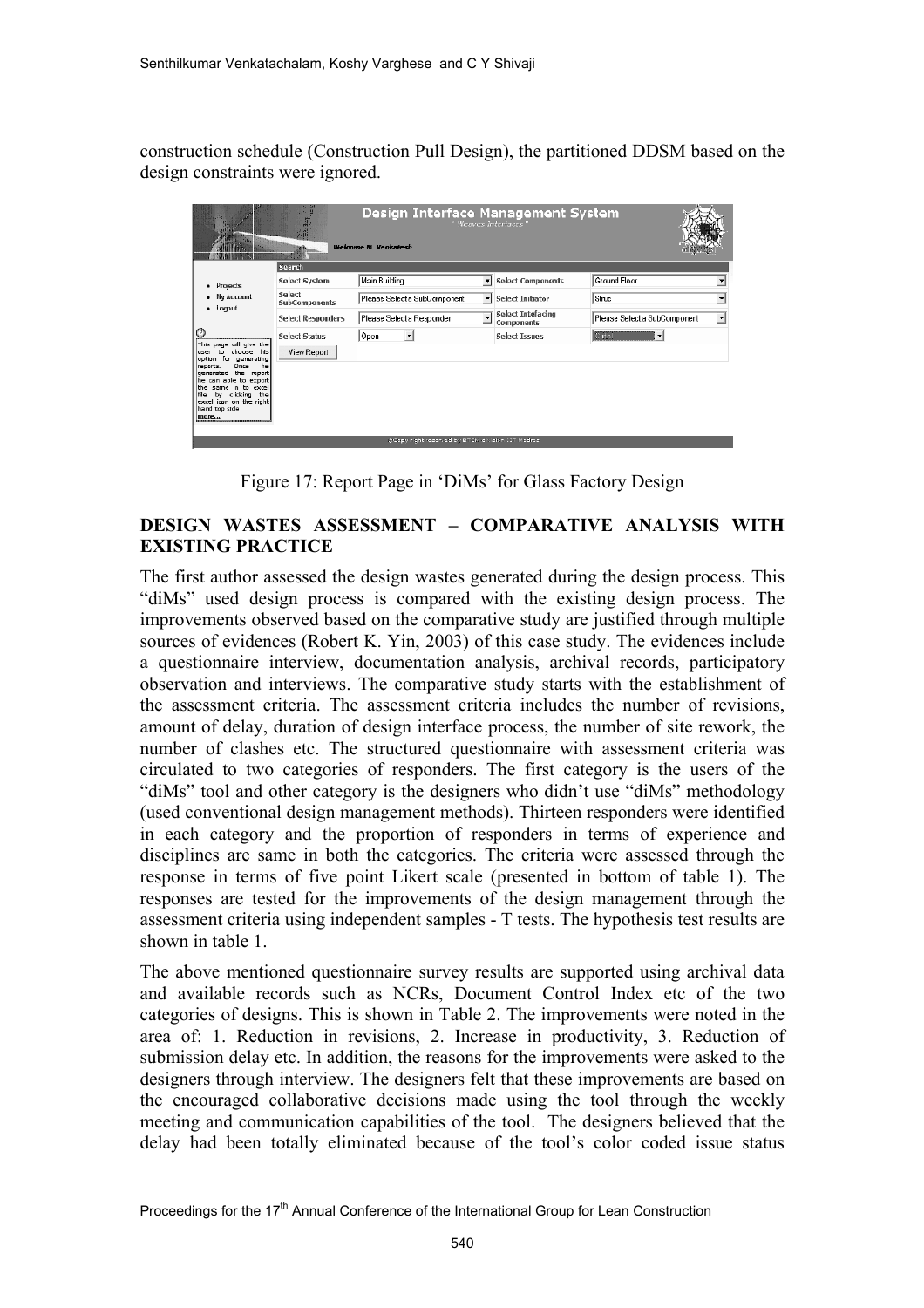construction schedule (Construction Pull Design), the partitioned DDSM based on the design constraints were ignored.

Figure 17: Report Page in 'DiMs' for Glass Factory Design

## DESIGN WASTES ASSESSMENT – COMPARATIVE ANALYSIS WITH EXISTING PRACTICE

The first author assessed the design wastes generated during the design process. This "diMs" used design process is compared with the existing design process. The improvements observed based on the comparative study are justified through multiple sources of evidences (Robert K. Yin, 2003) of this case study. The evidences include a questionnaire interview, documentation analysis, archival records, participatory observation and interviews. The comparative study starts with the establishment of the assessment criteria. The assessment criteria includes the number of revisions, amount of delay, duration of design interface process, the number of site rework, the number of clashes etc. The structured questionnaire with assessment criteria was circulated to two categories of responders. The first category is the users of the "diMs" tool and other category is the designers who didn't use "diMs" methodology (used conventional design management methods). Thirteen responders were identified in each category and the proportion of responders in terms of experience and disciplines are same in both the categories. The criteria were assessed through the response in terms of five point Likert scale (presented in bottom of table 1). The responses are tested for the improvements of the design management through the assessment criteria using independent samples - T tests. The hypothesis test results are shown in table 1.

The above mentioned questionnaire survey results are supported using archival data and available records such as NCRs, Document Control Index etc of the two categories of designs. This is shown in Table 2. The improvements were noted in the area of: 1. Reduction in revisions, 2. Increase in productivity, 3. Reduction of submission delay etc. In addition, the reasons for the improvements were asked to the designers through interview. The designers felt that these improvements are based on the encouraged collaborative decisions made using the tool through the weekly meeting and communication capabilities of the tool. The designers believed that the delay had been totally eliminated because of the tool's color coded issue status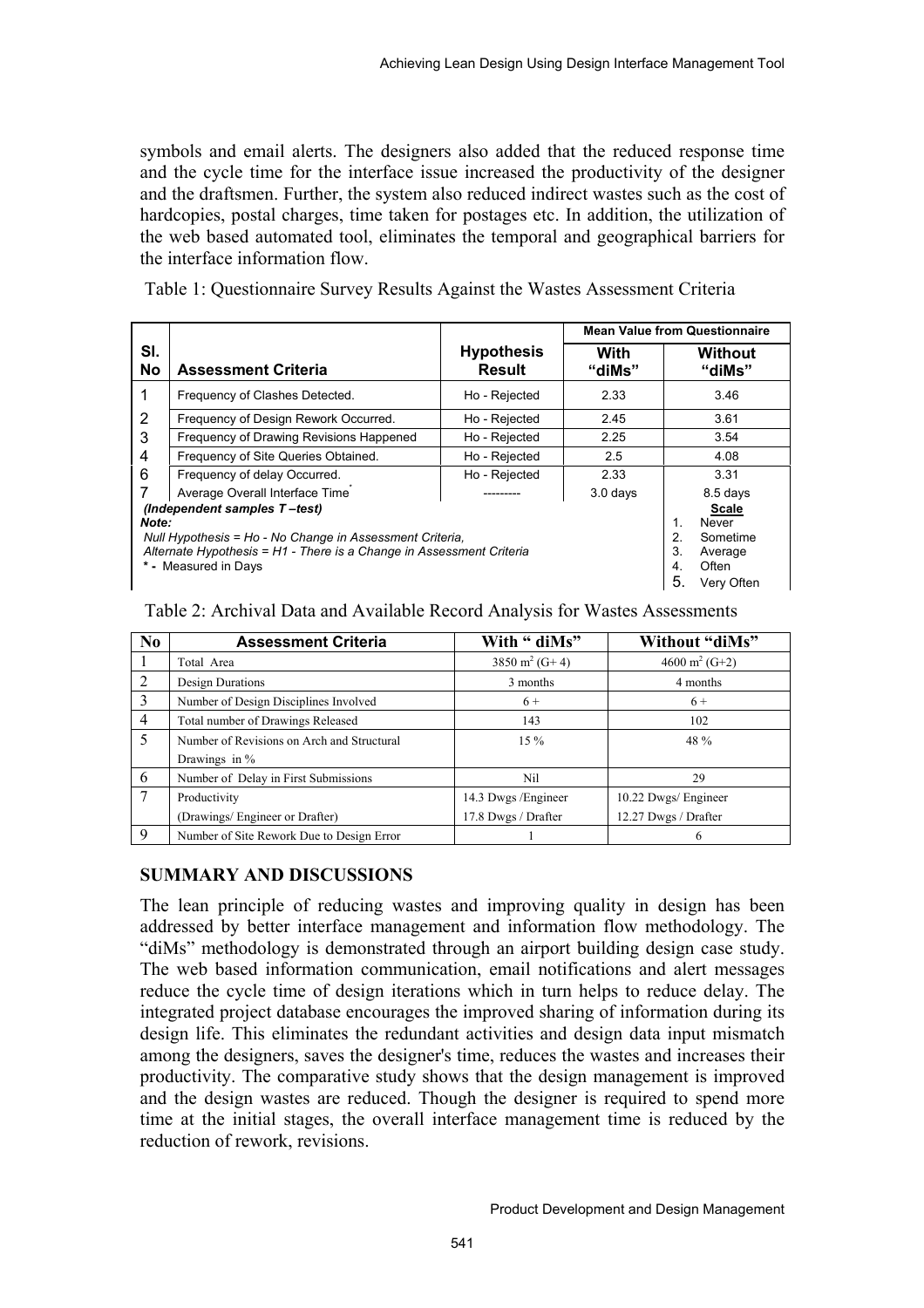symbols and email alerts. The designers also added that the reduced response time and the cycle time for the interface issue increased the productivity of the designer and the draftsmen. Further, the system also reduced indirect wastes such as the cost of hardcopies, postal charges, time taken for postages etc. In addition, the utilization of the web based automated tool, eliminates the temporal and geographical barriers for the interface information flow.

Table 1: Questionnaire Survey Results Against the Wastes Assessment Criteria

| Sl. No | Assessment Criteria | Hypothesis Result | Mean Value from Questionnaire | |
|---|---|---|---|---|
| | | | With "diMs" | Without "diMs" |
| 1 | Frequency of Clashes Detected. | Ho - Rejected | 2.33 | 3.46 |
| 2 | Frequency of Design Rework Occurred. | Ho - Rejected | 2.45 | 3.61 |
| 3 | Frequency of Drawing Revisions Happened | Ho - Rejected | 2.25 | 3.54 |
| 4 | Frequency of Site Queries Obtained. | Ho - Rejected | 2.5 | 4.08 |
| 6 | Frequency of delay Occurred. | Ho - Rejected | 2.33 | 3.31 |
| 7 | Average Overall Interface Time* | --------- | 3.0 days | 8.5 days |

*(Independent samples T –test)*

***Note:***

*Null Hypothesis = Ho - No Change in Assessment Criteria,*

*Alternate Hypothesis = H1 - There is a Change in Assessment Criteria*

**\*** - Measured in Days

**Scale**

1. Never
2. Sometime
3. Average
4. Often
5. Very Often

Table 2: Archival Data and Available Record Analysis for Wastes Assessments

| No | Assessment Criteria | With " diMs" | Without "diMs" |
|---|---|---|---|
| 1 | Total Area | 3850 $m^2$ (G+ 4) | 4600 $m^2$ (G+2) |
| 2 | Design Durations | 3 months | 4 months |
| 3 | Number of Design Disciplines Involved | 6 + | 6 + |
| 4 | Total number of Drawings Released | 143 | 102 |
| 5 | Number of Revisions on Arch and Structural Drawings in % | 15 % | 48 % |
| 6 | Number of Delay in First Submissions | Nil | 29 |
| 7 | Productivity (Drawings/ Engineer or Drafter) | 14.3 Dwgs /Engineer<br>17.8 Dwgs / Drafter | 10.22 Dwgs/ Engineer<br>12.27 Dwgs / Drafter |
| 9 | Number of Site Rework Due to Design Error | 1 | 6 |

## SUMMARY AND DISCUSSIONS

The lean principle of reducing wastes and improving quality in design has been addressed by better interface management and information flow methodology. The "diMs" methodology is demonstrated through an airport building design case study. The web based information communication, email notifications and alert messages reduce the cycle time of design iterations which in turn helps to reduce delay. The integrated project database encourages the improved sharing of information during its design life. This eliminates the redundant activities and design data input mismatch among the designers, saves the designer's time, reduces the wastes and increases their productivity. The comparative study shows that the design management is improved and the design wastes are reduced. Though the designer is required to spend more time at the initial stages, the overall interface management time is reduced by the reduction of rework, revisions.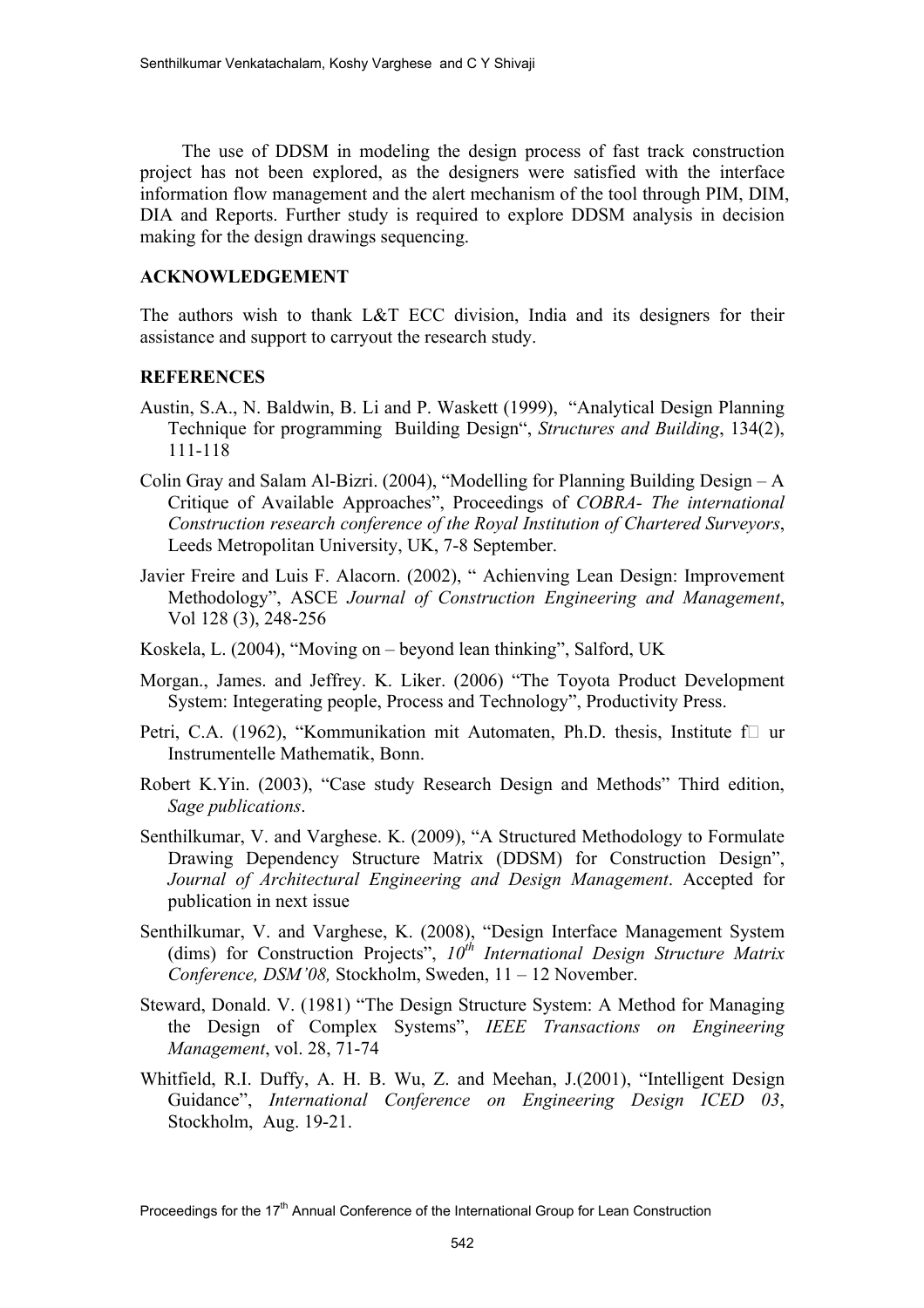The use of DDSM in modeling the design process of fast track construction project has not been explored, as the designers were satisfied with the interface information flow management and the alert mechanism of the tool through PIM, DIM, DIA and Reports. Further study is required to explore DDSM analysis in decision making for the design drawings sequencing.

## ACKNOWLEDGEMENT

The authors wish to thank L&T ECC division, India and its designers for their assistance and support to carryout the research study.

## REFERENCES

Austin, S.A., N. Baldwin, B. Li and P. Waskett (1999), "Analytical Design Planning Technique for programming Building Design", *Structures and Building*, 134(2), 111-118

Colin Gray and Salam Al-Bizri. (2004), "Modelling for Planning Building Design – A Critique of Available Approaches", Proceedings of *COBRA- The international Construction research conference of the Royal Institution of Chartered Surveyors*, Leeds Metropolitan University, UK, 7-8 September.

Javier Freire and Luis F. Alacorn. (2002), " Achienving Lean Design: Improvement Methodology", ASCE *Journal of Construction Engineering and Management*, Vol 128 (3), 248-256

Koskela, L. (2004), "Moving on – beyond lean thinking", Salford, UK

Morgan., James. and Jeffrey. K. Liker. (2006) "The Toyota Product Development System: Integerating people, Process and Technology", Productivity Press.

Petri, C.A. (1962), "Kommunikation mit Automaten, Ph.D. thesis, Institute f ur Instrumentelle Mathematik, Bonn.

Robert K.Yin. (2003), "Case study Research Design and Methods" Third edition, *Sage publications*.

Senthilkumar, V. and Varghese. K. (2009), "A Structured Methodology to Formulate Drawing Dependency Structure Matrix (DDSM) for Construction Design", *Journal of Architectural Engineering and Design Management*. Accepted for publication in next issue

Senthilkumar, V. and Varghese, K. (2008), "Design Interface Management System (dims) for Construction Projects", *10th International Design Structure Matrix Conference, DSM'08,* Stockholm, Sweden, 11 – 12 November.

Steward, Donald. V. (1981) "The Design Structure System: A Method for Managing the Design of Complex Systems", *IEEE Transactions on Engineering Management*, vol. 28, 71-74

Whitfield, R.I. Duffy, A. H. B. Wu, Z. and Meehan, J.(2001), "Intelligent Design Guidance", *International Conference on Engineering Design ICED 03*, Stockholm, Aug. 19-21.